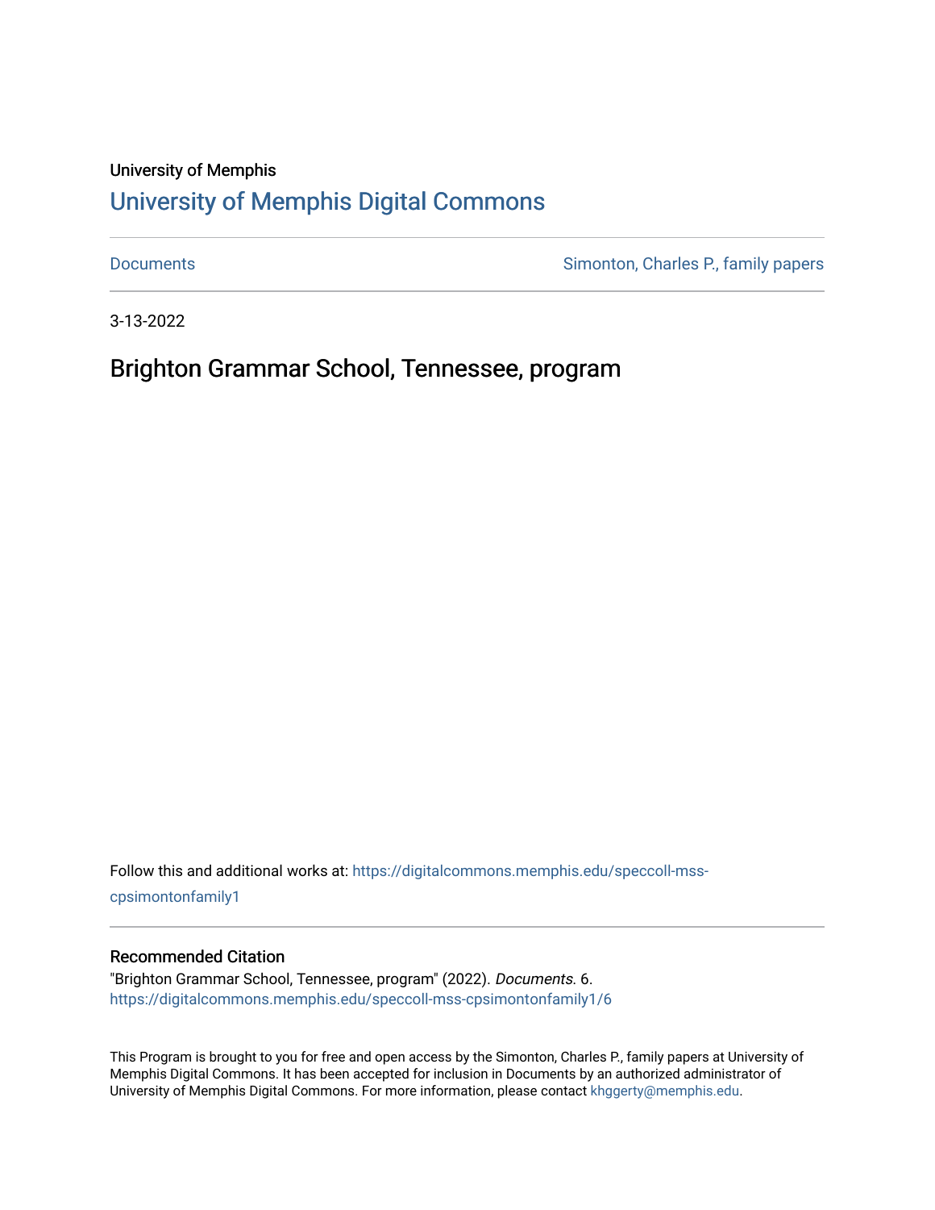University of Memphis

# University of Memphis Digital Commons

Documents | Simonton, Charles P., family papers

3-13-2022

## Brighton Grammar School, Tennessee, program

Follow this and additional works at: https://digitalcommons.memphis.edu/speccoll-mss-cpsimontonfamily1

### Recommended Citation

"Brighton Grammar School, Tennessee, program" (2022). *Documents*. 6.
https://digitalcommons.memphis.edu/speccoll-mss-cpsimontonfamily1/6

This Program is brought to you for free and open access by the Simonton, Charles P., family papers at University of Memphis Digital Commons. It has been accepted for inclusion in Documents by an authorized administrator of University of Memphis Digital Commons. For more information, please contact khggerty@memphis.edu.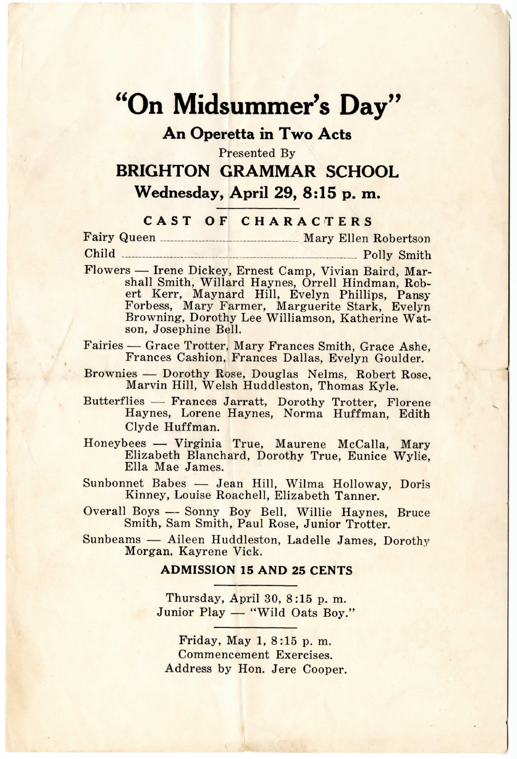# "On Midsummer's Day"

## An Operetta in Two Acts

Presented By

## BRIGHTON GRAMMAR SCHOOL

### Wednesday, April 29, 8:15 p. m.

### CAST OF CHARACTERS

Fairy Queen ..................... Mary Ellen Robertson

Child ..................... Polly Smith

Flowers — Irene Dickey, Ernest Camp, Vivian Baird, Marshall Smith, Willard Haynes, Orrell Hindman, Robert Kerr, Maynard Hill, Evelyn Phillips, Pansy Forbess, Mary Farmer, Marguerite Stark, Evelyn Browning, Dorothy Lee Williamson, Katherine Watson, Josephine Bell.

Fairies — Grace Trotter, Mary Frances Smith, Grace Ashe, Frances Cashion, Frances Dallas, Evelyn Goulder.

Brownies — Dorothy Rose, Douglas Nelms, Robert Rose, Marvin Hill, Welsh Huddleston, Thomas Kyle.

Butterflies — Frances Jarratt, Dorothy Trotter, Florene Haynes, Lorene Haynes, Norma Huffman, Edith Clyde Huffman.

Honeybees — Virginia True, Maurene McCalla, Mary Elizabeth Blanchard, Dorothy True, Eunice Wylie, Ella Mae James.

Sunbonnet Babes — Jean Hill, Wilma Holloway, Doris Kinney, Louise Roachell, Elizabeth Tanner.

Overall Boys — Sonny Boy Bell, Willie Haynes, Bruce Smith, Sam Smith, Paul Rose, Junior Trotter.

Sunbeams — Aileen Huddleston, Ladelle James, Dorothy Morgan, Kayrene Vick.

**ADMISSION 15 AND 25 CENTS**

---

Thursday, April 30, 8:15 p. m.
Junior Play — "Wild Oats Boy."

---

Friday, May 1, 8:15 p. m.
Commencement Exercises.
Address by Hon. Jere Cooper.